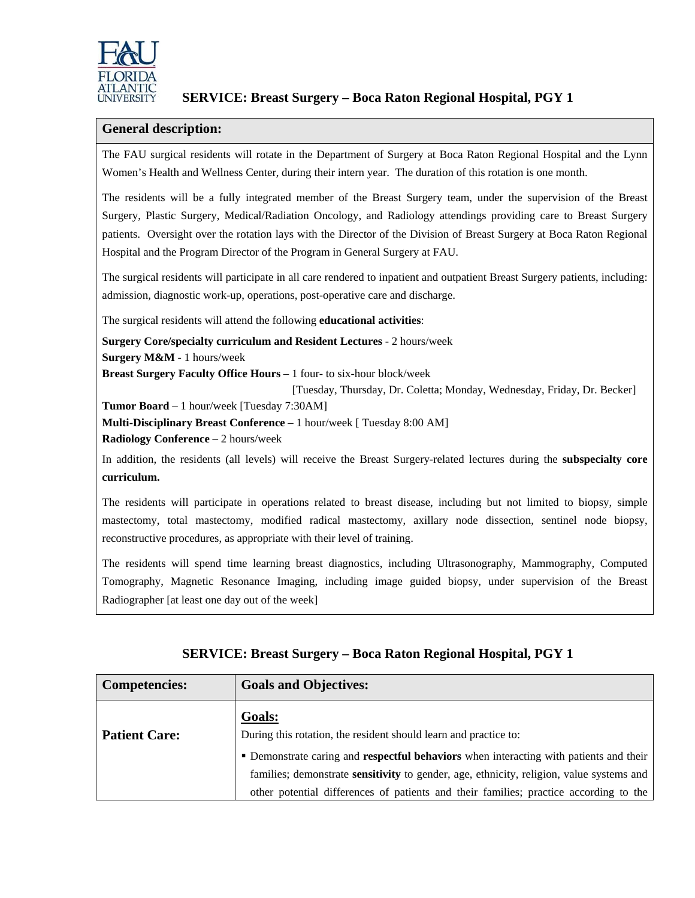# SERVICE: Breast Surgery – Boca Raton Regional Hospital, PGY 1

## General description:

The FAU surgical residents will rotate in the Department of Surgery at Boca Raton Regional Hospital and the Lynn Women's Health and Wellness Center, during their intern year. The duration of this rotation is one month.

The residents will be a fully integrated member of the Breast Surgery team, under the supervision of the Breast Surgery, Plastic Surgery, Medical/Radiation Oncology, and Radiology attendings providing care to Breast Surgery patients. Oversight over the rotation lays with the Director of the Division of Breast Surgery at Boca Raton Regional Hospital and the Program Director of the Program in General Surgery at FAU.

The surgical residents will participate in all care rendered to inpatient and outpatient Breast Surgery patients, including: admission, diagnostic work-up, operations, post-operative care and discharge.

The surgical residents will attend the following **educational activities**:

**Surgery Core/specialty curriculum and Resident Lectures** - 2 hours/week
**Surgery M&M** - 1 hours/week
**Breast Surgery Faculty Office Hours** – 1 four- to six-hour block/week
[Tuesday, Thursday, Dr. Coletta; Monday, Wednesday, Friday, Dr. Becker]
**Tumor Board** – 1 hour/week [Tuesday 7:30AM]
**Multi-Disciplinary Breast Conference** – 1 hour/week [ Tuesday 8:00 AM]
**Radiology Conference** – 2 hours/week

In addition, the residents (all levels) will receive the Breast Surgery-related lectures during the **subspecialty core curriculum.**

The residents will participate in operations related to breast disease, including but not limited to biopsy, simple mastectomy, total mastectomy, modified radical mastectomy, axillary node dissection, sentinel node biopsy, reconstructive procedures, as appropriate with their level of training.

The residents will spend time learning breast diagnostics, including Ultrasonography, Mammography, Computed Tomography, Magnetic Resonance Imaging, including image guided biopsy, under supervision of the Breast Radiographer [at least one day out of the week]

# SERVICE: Breast Surgery – Boca Raton Regional Hospital, PGY 1

| Competencies: | Goals and Objectives: |
|---|---|
| **Patient Care:** | **Goals:**<br>During this rotation, the resident should learn and practice to:<br>▪ Demonstrate caring and **respectful behaviors** when interacting with patients and their families; demonstrate **sensitivity** to gender, age, ethnicity, religion, value systems and other potential differences of patients and their families; practice according to the |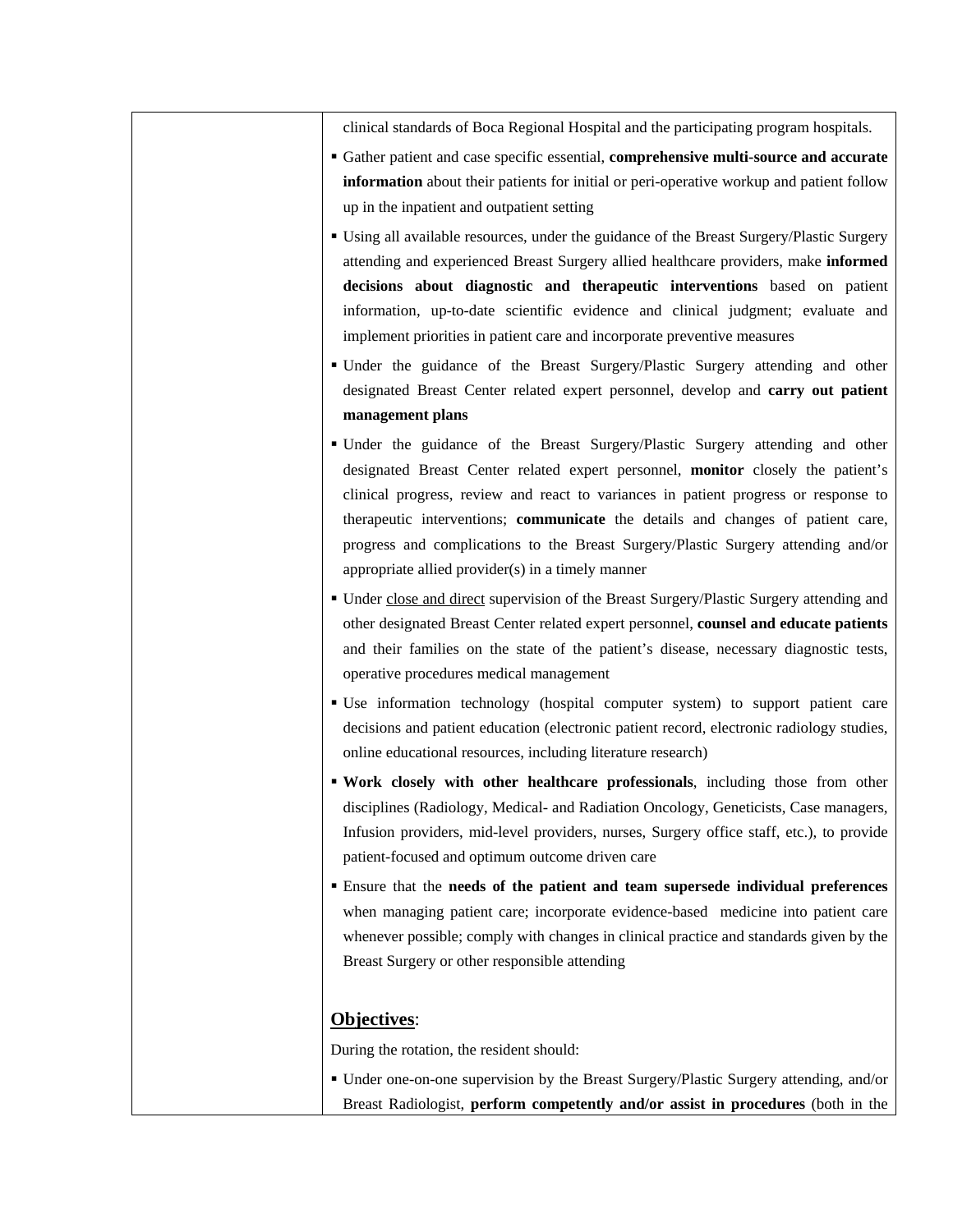clinical standards of Boca Regional Hospital and the participating program hospitals.

- Gather patient and case specific essential, **comprehensive multi-source and accurate information** about their patients for initial or peri-operative workup and patient follow up in the inpatient and outpatient setting
- Using all available resources, under the guidance of the Breast Surgery/Plastic Surgery attending and experienced Breast Surgery allied healthcare providers, make **informed decisions about diagnostic and therapeutic interventions** based on patient information, up-to-date scientific evidence and clinical judgment; evaluate and implement priorities in patient care and incorporate preventive measures
- Under the guidance of the Breast Surgery/Plastic Surgery attending and other designated Breast Center related expert personnel, develop and **carry out patient management plans**
- Under the guidance of the Breast Surgery/Plastic Surgery attending and other designated Breast Center related expert personnel, **monitor** closely the patient's clinical progress, review and react to variances in patient progress or response to therapeutic interventions; **communicate** the details and changes of patient care, progress and complications to the Breast Surgery/Plastic Surgery attending and/or appropriate allied provider(s) in a timely manner
- Under <u>close and direct</u> supervision of the Breast Surgery/Plastic Surgery attending and other designated Breast Center related expert personnel, **counsel and educate patients** and their families on the state of the patient's disease, necessary diagnostic tests, operative procedures medical management
- Use information technology (hospital computer system) to support patient care decisions and patient education (electronic patient record, electronic radiology studies, online educational resources, including literature research)
- **Work closely with other healthcare professionals**, including those from other disciplines (Radiology, Medical- and Radiation Oncology, Geneticists, Case managers, Infusion providers, mid-level providers, nurses, Surgery office staff, etc.), to provide patient-focused and optimum outcome driven care
- Ensure that the **needs of the patient and team supersede individual preferences** when managing patient care; incorporate evidence-based medicine into patient care whenever possible; comply with changes in clinical practice and standards given by the Breast Surgery or other responsible attending

**<u>Objectives</u>**:

During the rotation, the resident should:

- Under one-on-one supervision by the Breast Surgery/Plastic Surgery attending, and/or Breast Radiologist, **perform competently and/or assist in procedures** (both in the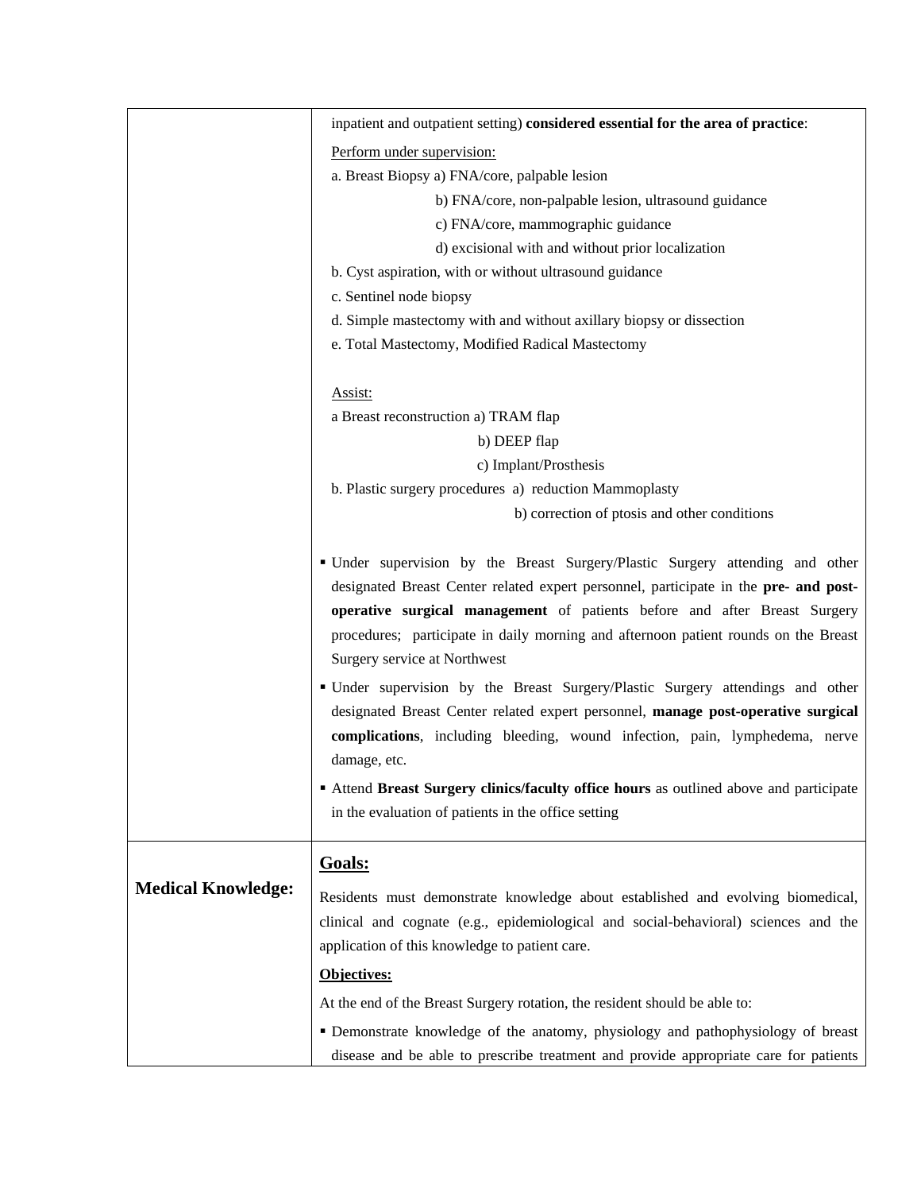| | |
|---|---|
| | inpatient and outpatient setting) **considered essential for the area of practice**:<br><br>Perform under supervision:<br>a. Breast Biopsy a) FNA/core, palpable lesion<br>b) FNA/core, non-palpable lesion, ultrasound guidance<br>c) FNA/core, mammographic guidance<br>d) excisional with and without prior localization<br>b. Cyst aspiration, with or without ultrasound guidance<br>c. Sentinel node biopsy<br>d. Simple mastectomy with and without axillary biopsy or dissection<br>e. Total Mastectomy, Modified Radical Mastectomy<br><br>Assist:<br>a Breast reconstruction a) TRAM flap<br>b) DEEP flap<br>c) Implant/Prosthesis<br>b. Plastic surgery procedures a) reduction Mammoplasty<br>b) correction of ptosis and other conditions<br><br>▪ Under supervision by the Breast Surgery/Plastic Surgery attending and other designated Breast Center related expert personnel, participate in the **pre- and post-operative surgical management** of patients before and after Breast Surgery procedures; participate in daily morning and afternoon patient rounds on the Breast Surgery service at Northwest<br>▪ Under supervision by the Breast Surgery/Plastic Surgery attendings and other designated Breast Center related expert personnel, **manage post-operative surgical complications**, including bleeding, wound infection, pain, lymphedema, nerve damage, etc.<br>▪ Attend **Breast Surgery clinics/faculty office hours** as outlined above and participate in the evaluation of patients in the office setting |
| **Medical Knowledge:** | **Goals:**<br><br>Residents must demonstrate knowledge about established and evolving biomedical, clinical and cognate (e.g., epidemiological and social-behavioral) sciences and the application of this knowledge to patient care.<br><br>**Objectives:**<br><br>At the end of the Breast Surgery rotation, the resident should be able to:<br>▪ Demonstrate knowledge of the anatomy, physiology and pathophysiology of breast disease and be able to prescribe treatment and provide appropriate care for patients |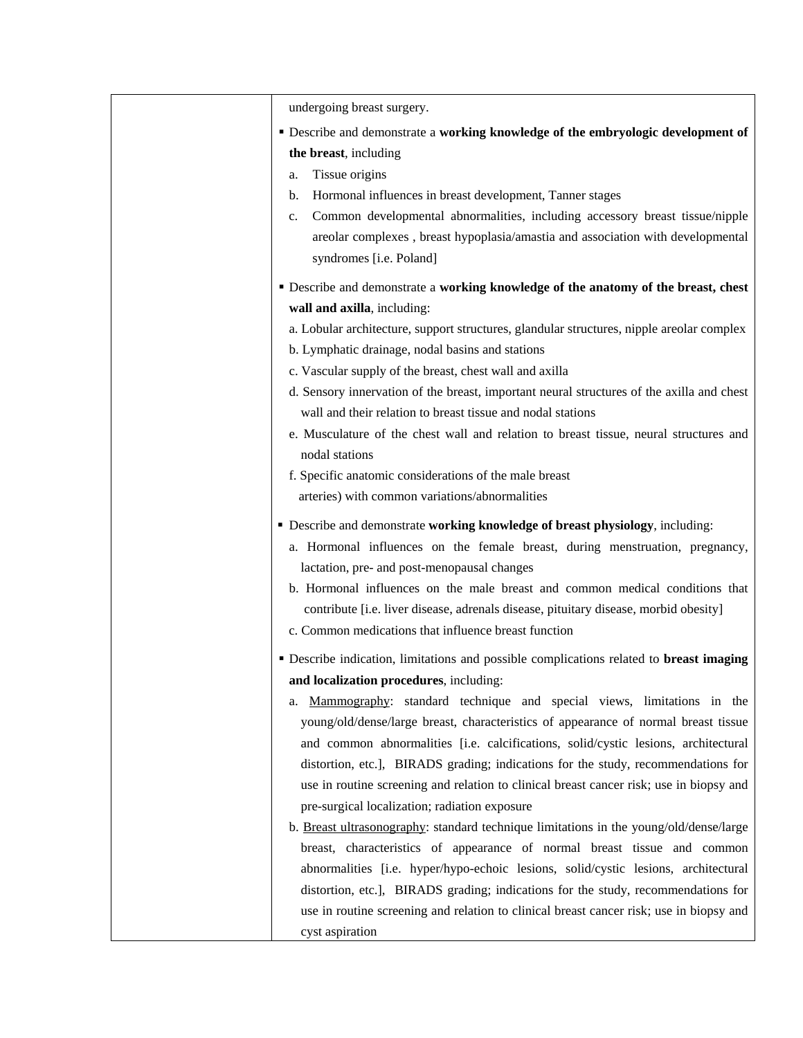| | |
|---|---|
| | undergoing breast surgery.<br><br>▪ Describe and demonstrate a **working knowledge of the embryologic development of the breast**, including<br>a. Tissue origins<br>b. Hormonal influences in breast development, Tanner stages<br>c. Common developmental abnormalities, including accessory breast tissue/nipple areolar complexes , breast hypoplasia/amastia and association with developmental syndromes [i.e. Poland]<br><br>▪ Describe and demonstrate a **working knowledge of the anatomy of the breast, chest wall and axilla**, including:<br>a. Lobular architecture, support structures, glandular structures, nipple areolar complex<br>b. Lymphatic drainage, nodal basins and stations<br>c. Vascular supply of the breast, chest wall and axilla<br>d. Sensory innervation of the breast, important neural structures of the axilla and chest wall and their relation to breast tissue and nodal stations<br>e. Musculature of the chest wall and relation to breast tissue, neural structures and nodal stations<br>f. Specific anatomic considerations of the male breast<br>arteries) with common variations/abnormalities<br><br>▪ Describe and demonstrate **working knowledge of breast physiology**, including:<br>a. Hormonal influences on the female breast, during menstruation, pregnancy, lactation, pre- and post-menopausal changes<br>b. Hormonal influences on the male breast and common medical conditions that contribute [i.e. liver disease, adrenals disease, pituitary disease, morbid obesity]<br>c. Common medications that influence breast function<br><br>▪ Describe indication, limitations and possible complications related to **breast imaging and localization procedures**, including:<br>a. <u>Mammography</u>: standard technique and special views, limitations in the young/old/dense/large breast, characteristics of appearance of normal breast tissue and common abnormalities [i.e. calcifications, solid/cystic lesions, architectural distortion, etc.], BIRADS grading; indications for the study, recommendations for use in routine screening and relation to clinical breast cancer risk; use in biopsy and pre-surgical localization; radiation exposure<br>b. <u>Breast ultrasonography</u>: standard technique limitations in the young/old/dense/large breast, characteristics of appearance of normal breast tissue and common abnormalities [i.e. hyper/hypo-echoic lesions, solid/cystic lesions, architectural distortion, etc.], BIRADS grading; indications for the study, recommendations for use in routine screening and relation to clinical breast cancer risk; use in biopsy and cyst aspiration |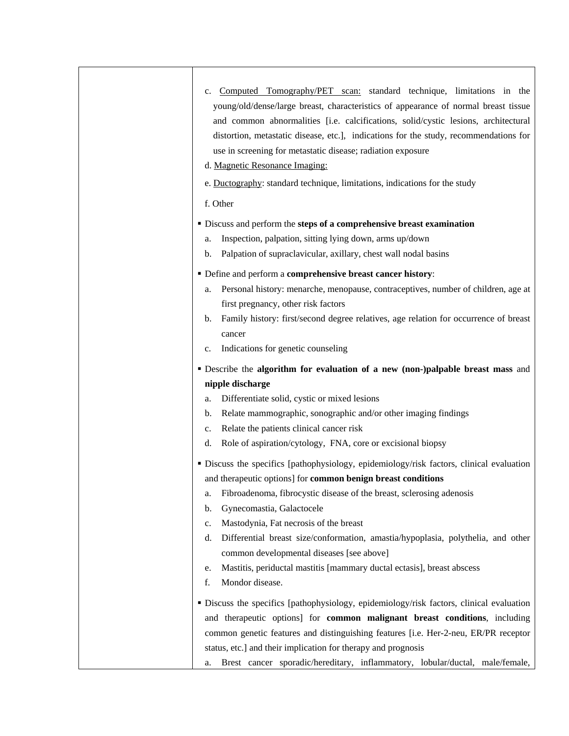| | |
|---|---|
| | c. <u>Computed Tomography/PET scan:</u> standard technique, limitations in the young/old/dense/large breast, characteristics of appearance of normal breast tissue and common abnormalities [i.e. calcifications, solid/cystic lesions, architectural distortion, metastatic disease, etc.], indications for the study, recommendations for use in screening for metastatic disease; radiation exposure<br>d. <u>Magnetic Resonance Imaging:</u><br>e. <u>Ductography</u>: standard technique, limitations, indications for the study<br>f. Other<br><br>▪ Discuss and perform the **steps of a comprehensive breast examination**<br>a. Inspection, palpation, sitting lying down, arms up/down<br>b. Palpation of supraclavicular, axillary, chest wall nodal basins<br><br>▪ Define and perform a **comprehensive breast cancer history**:<br>a. Personal history: menarche, menopause, contraceptives, number of children, age at first pregnancy, other risk factors<br>b. Family history: first/second degree relatives, age relation for occurrence of breast cancer<br>c. Indications for genetic counseling<br><br>▪ Describe the **algorithm for evaluation of a new (non-)palpable breast mass** and **nipple discharge**<br>a. Differentiate solid, cystic or mixed lesions<br>b. Relate mammographic, sonographic and/or other imaging findings<br>c. Relate the patients clinical cancer risk<br>d. Role of aspiration/cytology, FNA, core or excisional biopsy<br><br>▪ Discuss the specifics [pathophysiology, epidemiology/risk factors, clinical evaluation and therapeutic options] for **common benign breast conditions**<br>a. Fibroadenoma, fibrocystic disease of the breast, sclerosing adenosis<br>b. Gynecomastia, Galactocele<br>c. Mastodynia, Fat necrosis of the breast<br>d. Differential breast size/conformation, amastia/hypoplasia, polythelia, and other common developmental diseases [see above]<br>e. Mastitis, periductal mastitis [mammary ductal ectasis], breast abscess<br>f. Mondor disease.<br><br>▪ Discuss the specifics [pathophysiology, epidemiology/risk factors, clinical evaluation and therapeutic options] for **common malignant breast conditions**, including common genetic features and distinguishing features [i.e. Her-2-neu, ER/PR receptor status, etc.] and their implication for therapy and prognosis<br>a. Brest cancer sporadic/hereditary, inflammatory, lobular/ductal, male/female, |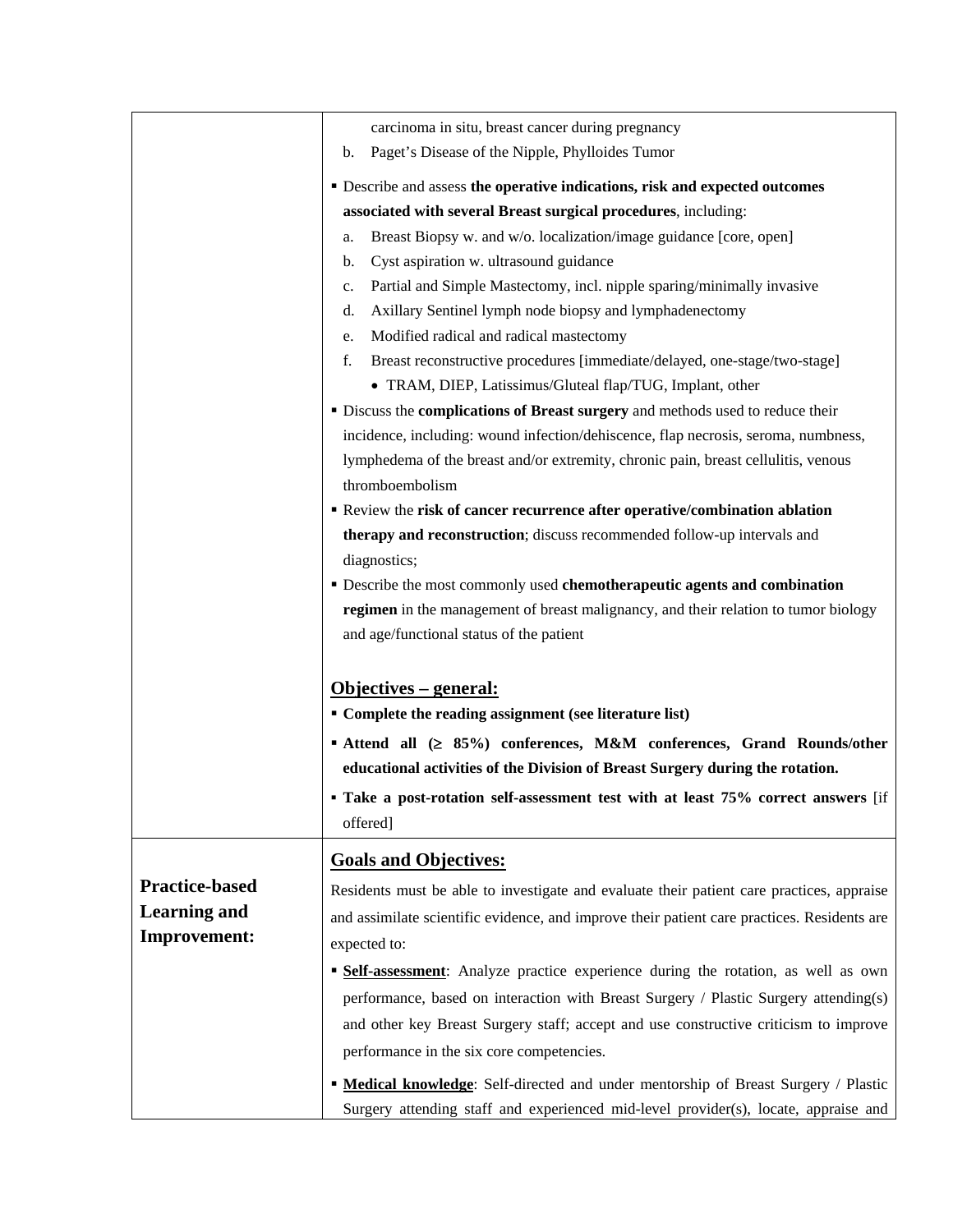| | |
|---|---|
| | carcinoma in situ, breast cancer during pregnancy<br>b. Paget's Disease of the Nipple, Phylloides Tumor<br>▪ Describe and assess **the operative indications, risk and expected outcomes associated with several Breast surgical procedures**, including:<br>a. Breast Biopsy w. and w/o. localization/image guidance [core, open]<br>b. Cyst aspiration w. ultrasound guidance<br>c. Partial and Simple Mastectomy, incl. nipple sparing/minimally invasive<br>d. Axillary Sentinel lymph node biopsy and lymphadenectomy<br>e. Modified radical and radical mastectomy<br>f. Breast reconstructive procedures [immediate/delayed, one-stage/two-stage]<br>• TRAM, DIEP, Latissimus/Gluteal flap/TUG, Implant, other<br>▪ Discuss the **complications of Breast surgery** and methods used to reduce their incidence, including: wound infection/dehiscence, flap necrosis, seroma, numbness, lymphedema of the breast and/or extremity, chronic pain, breast cellulitis, venous thromboembolism<br>▪ Review the **risk of cancer recurrence after operative/combination ablation therapy and reconstruction**; discuss recommended follow-up intervals and diagnostics;<br>▪ Describe the most commonly used **chemotherapeutic agents and combination regimen** in the management of breast malignancy, and their relation to tumor biology and age/functional status of the patient<br><br>**<u>Objectives – general:</u>**<br>▪ **Complete the reading assignment (see literature list)**<br>▪ **Attend all (≥ 85%) conferences, M&M conferences, Grand Rounds/other educational activities of the Division of Breast Surgery during the rotation.**<br>▪ **Take a post-rotation self-assessment test with at least 75% correct answers** [if offered] |
| **Practice-based Learning and Improvement:** | **<u>Goals and Objectives:</u>**<br>Residents must be able to investigate and evaluate their patient care practices, appraise and assimilate scientific evidence, and improve their patient care practices. Residents are expected to:<br>▪ **<u>Self-assessment</u>**: Analyze practice experience during the rotation, as well as own performance, based on interaction with Breast Surgery / Plastic Surgery attending(s) and other key Breast Surgery staff; accept and use constructive criticism to improve performance in the six core competencies.<br>▪ **<u>Medical knowledge</u>**: Self-directed and under mentorship of Breast Surgery / Plastic Surgery attending staff and experienced mid-level provider(s), locate, appraise and |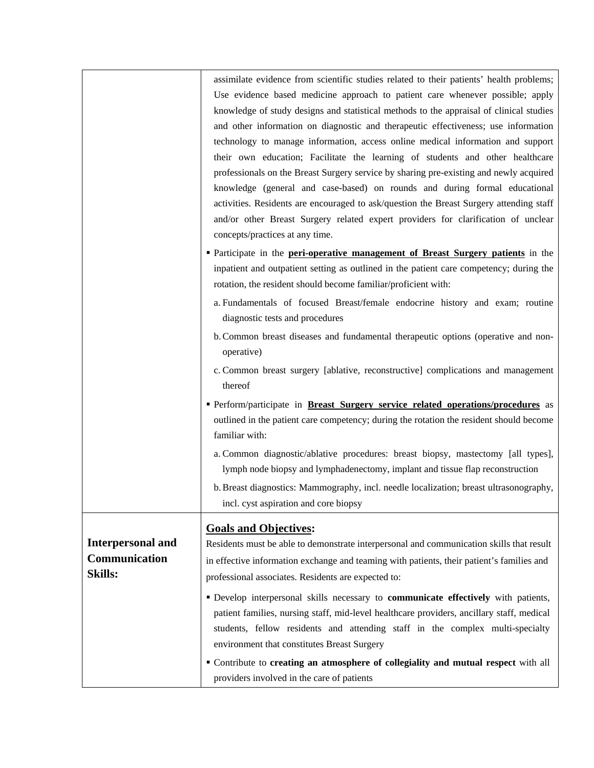| | |
|---|---|
| | assimilate evidence from scientific studies related to their patients' health problems; Use evidence based medicine approach to patient care whenever possible; apply knowledge of study designs and statistical methods to the appraisal of clinical studies and other information on diagnostic and therapeutic effectiveness; use information technology to manage information, access online medical information and support their own education; Facilitate the learning of students and other healthcare professionals on the Breast Surgery service by sharing pre-existing and newly acquired knowledge (general and case-based) on rounds and during formal educational activities. Residents are encouraged to ask/question the Breast Surgery attending staff and/or other Breast Surgery related expert providers for clarification of unclear concepts/practices at any time.<br><br>▪ Participate in the **peri-operative management of Breast Surgery patients** in the inpatient and outpatient setting as outlined in the patient care competency; during the rotation, the resident should become familiar/proficient with:<br>a. Fundamentals of focused Breast/female endocrine history and exam; routine diagnostic tests and procedures<br>b. Common breast diseases and fundamental therapeutic options (operative and non-operative)<br>c. Common breast surgery [ablative, reconstructive] complications and management thereof<br><br>▪ Perform/participate in **Breast Surgery service related operations/procedures** as outlined in the patient care competency; during the rotation the resident should become familiar with:<br>a. Common diagnostic/ablative procedures: breast biopsy, mastectomy [all types], lymph node biopsy and lymphadenectomy, implant and tissue flap reconstruction<br>b. Breast diagnostics: Mammography, incl. needle localization; breast ultrasonography, incl. cyst aspiration and core biopsy |
| **Interpersonal and Communication Skills:** | **Goals and Objectives:**<br>Residents must be able to demonstrate interpersonal and communication skills that result in effective information exchange and teaming with patients, their patient's families and professional associates. Residents are expected to:<br><br>▪ Develop interpersonal skills necessary to **communicate effectively** with patients, patient families, nursing staff, mid-level healthcare providers, ancillary staff, medical students, fellow residents and attending staff in the complex multi-specialty environment that constitutes Breast Surgery<br><br>▪ Contribute to **creating an atmosphere of collegiality and mutual respect** with all providers involved in the care of patients |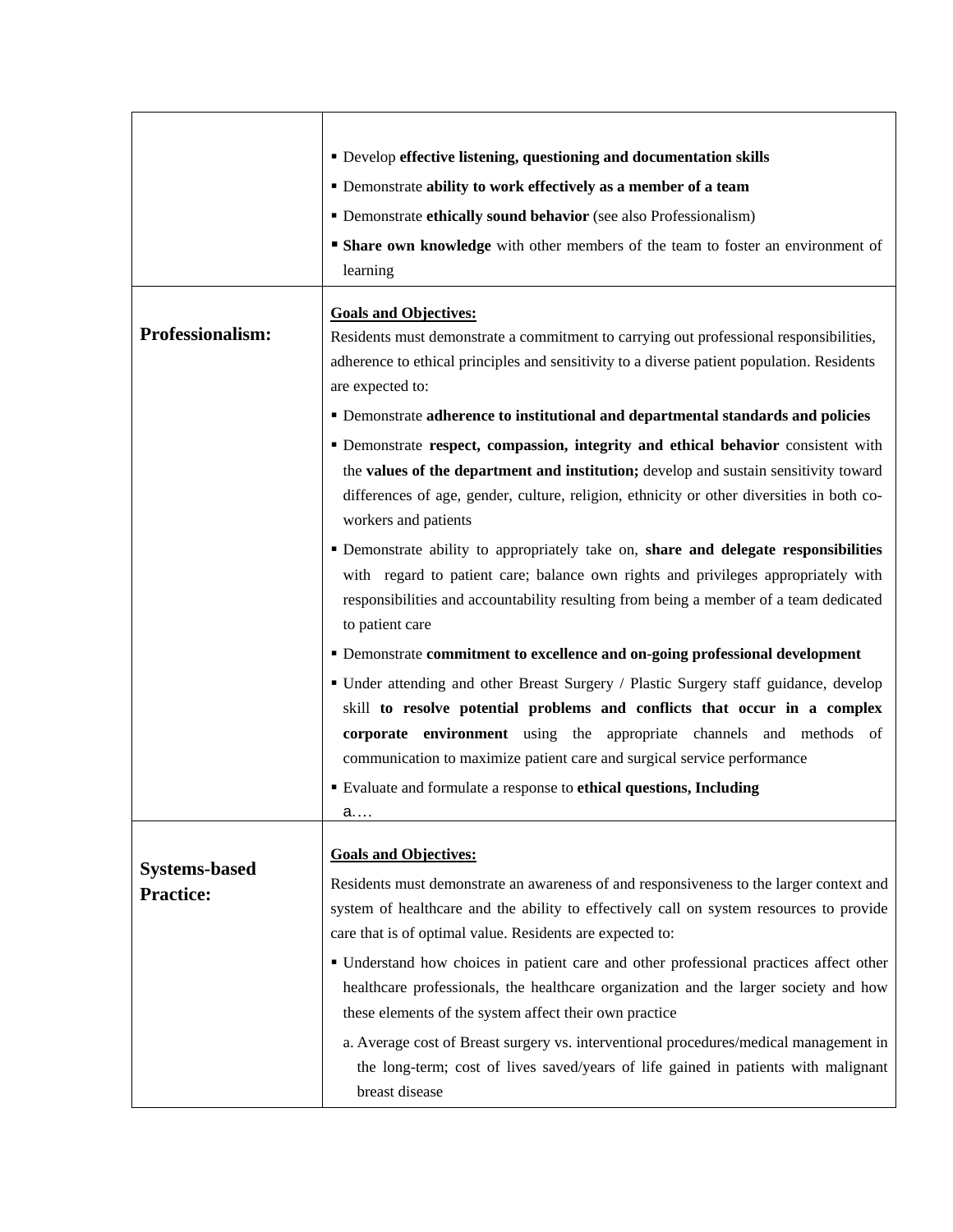| | |
|---|---|
| | ▪ Develop **effective listening, questioning and documentation skills**<br>▪ Demonstrate **ability to work effectively as a member of a team**<br>▪ Demonstrate **ethically sound behavior** (see also Professionalism)<br>▪ **Share own knowledge** with other members of the team to foster an environment of learning |
| **Professionalism:** | **<u>Goals and Objectives:</u>**<br>Residents must demonstrate a commitment to carrying out professional responsibilities, adherence to ethical principles and sensitivity to a diverse patient population. Residents are expected to:<br>▪ Demonstrate **adherence to institutional and departmental standards and policies**<br>▪ Demonstrate **respect, compassion, integrity and ethical behavior** consistent with the **values of the department and institution;** develop and sustain sensitivity toward differences of age, gender, culture, religion, ethnicity or other diversities in both co-workers and patients<br>▪ Demonstrate ability to appropriately take on, **share and delegate responsibilities** with regard to patient care; balance own rights and privileges appropriately with responsibilities and accountability resulting from being a member of a team dedicated to patient care<br>▪ Demonstrate **commitment to excellence and on-going professional development**<br>▪ Under attending and other Breast Surgery / Plastic Surgery staff guidance, develop skill **to resolve potential problems and conflicts that occur in a complex corporate environment** using the appropriate channels and methods of communication to maximize patient care and surgical service performance<br>▪ Evaluate and formulate a response to **ethical questions, Including**<br>a.… |
| **Systems-based Practice:** | **<u>Goals and Objectives:</u>**<br>Residents must demonstrate an awareness of and responsiveness to the larger context and system of healthcare and the ability to effectively call on system resources to provide care that is of optimal value. Residents are expected to:<br>▪ Understand how choices in patient care and other professional practices affect other healthcare professionals, the healthcare organization and the larger society and how these elements of the system affect their own practice<br>a. Average cost of Breast surgery vs. interventional procedures/medical management in the long-term; cost of lives saved/years of life gained in patients with malignant breast disease |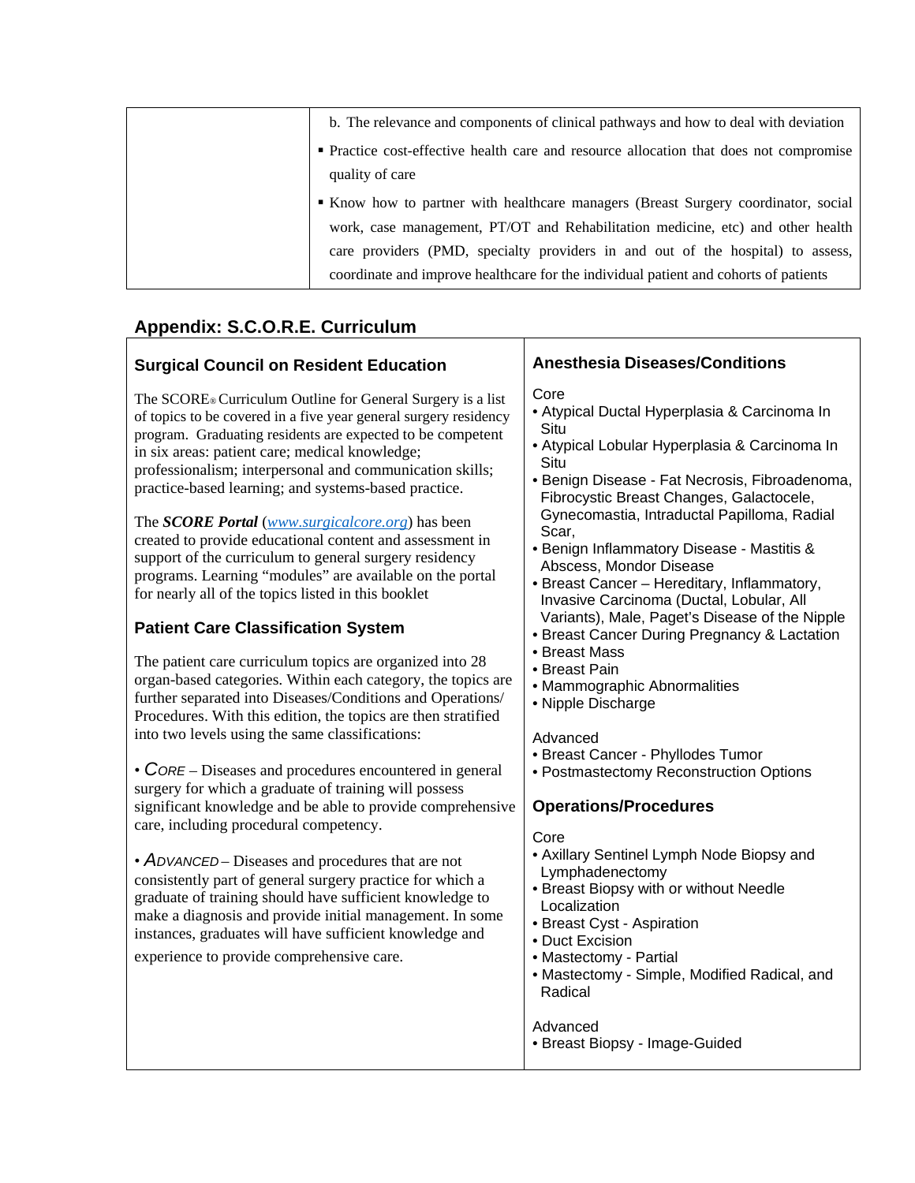| | |
|---|---|
| | b. The relevance and components of clinical pathways and how to deal with deviation<br>▪ Practice cost-effective health care and resource allocation that does not compromise quality of care<br>▪ Know how to partner with healthcare managers (Breast Surgery coordinator, social work, case management, PT/OT and Rehabilitation medicine, etc) and other health care providers (PMD, specialty providers in and out of the hospital) to assess, coordinate and improve healthcare for the individual patient and cohorts of patients |

## Appendix: S.C.O.R.E. Curriculum

### Surgical Council on Resident Education

The SCORE® Curriculum Outline for General Surgery is a list of topics to be covered in a five year general surgery residency program. Graduating residents are expected to be competent in six areas: patient care; medical knowledge; professionalism; interpersonal and communication skills; practice-based learning; and systems-based practice.

The ***SCORE Portal*** ([www.surgicalcore.org](www.surgicalcore.org)) has been created to provide educational content and assessment in support of the curriculum to general surgery residency programs. Learning "modules" are available on the portal for nearly all of the topics listed in this booklet

### Patient Care Classification System

The patient care curriculum topics are organized into 28 organ-based categories. Within each category, the topics are further separated into Diseases/Conditions and Operations/ Procedures. With this edition, the topics are then stratified into two levels using the same classifications:

• *CORE* – Diseases and procedures encountered in general surgery for which a graduate of training will possess significant knowledge and be able to provide comprehensive care, including procedural competency.

• *ADVANCED* – Diseases and procedures that are not consistently part of general surgery practice for which a graduate of training should have sufficient knowledge to make a diagnosis and provide initial management. In some instances, graduates will have sufficient knowledge and experience to provide comprehensive care.

### Anesthesia Diseases/Conditions

Core

- Atypical Ductal Hyperplasia & Carcinoma In Situ
- Atypical Lobular Hyperplasia & Carcinoma In Situ
- Benign Disease - Fat Necrosis, Fibroadenoma, Fibrocystic Breast Changes, Galactocele, Gynecomastia, Intraductal Papilloma, Radial Scar,
- Benign Inflammatory Disease - Mastitis & Abscess, Mondor Disease
- Breast Cancer – Hereditary, Inflammatory, Invasive Carcinoma (Ductal, Lobular, All Variants), Male, Paget's Disease of the Nipple
- Breast Cancer During Pregnancy & Lactation
- Breast Mass
- Breast Pain
- Mammographic Abnormalities
- Nipple Discharge

Advanced

- Breast Cancer - Phyllodes Tumor
- Postmastectomy Reconstruction Options

### Operations/Procedures

Core

- Axillary Sentinel Lymph Node Biopsy and Lymphadenectomy
- Breast Biopsy with or without Needle Localization
- Breast Cyst - Aspiration
- Duct Excision
- Mastectomy - Partial
- Mastectomy - Simple, Modified Radical, and Radical

Advanced

- Breast Biopsy - Image-Guided